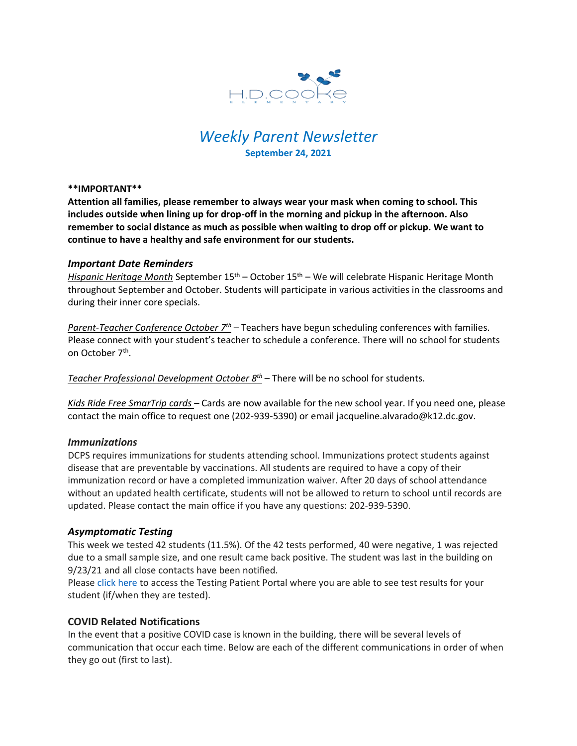H.D. COOKE ELEMENTARY

# *Weekly Parent Newsletter*

**September 24, 2021**

**\*\*IMPORTANT\*\***

**Attention all families, please remember to always wear your mask when coming to school. This includes outside when lining up for drop-off in the morning and pickup in the afternoon. Also remember to social distance as much as possible when waiting to drop off or pickup. We want to continue to have a healthy and safe environment for our students.**

### *Important Date Reminders*

*Hispanic Heritage Month* September 15th – October 15th – We will celebrate Hispanic Heritage Month throughout September and October. Students will participate in various activities in the classrooms and during their inner core specials.

*Parent-Teacher Conference October 7th* – Teachers have begun scheduling conferences with families. Please connect with your student's teacher to schedule a conference. There will no school for students on October 7th.

*Teacher Professional Development October 8th* – There will be no school for students.

*Kids Ride Free SmarTrip cards* – Cards are now available for the new school year. If you need one, please contact the main office to request one (202-939-5390) or email jacqueline.alvarado@k12.dc.gov.

### *Immunizations*

DCPS requires immunizations for students attending school. Immunizations protect students against disease that are preventable by vaccinations. All students are required to have a copy of their immunization record or have a completed immunization waiver. After 20 days of school attendance without an updated health certificate, students will not be allowed to return to school until records are updated. Please contact the main office if you have any questions: 202-939-5390.

### *Asymptomatic Testing*

This week we tested 42 students (11.5%). Of the 42 tests performed, 40 were negative, 1 was rejected due to a small sample size, and one result came back positive. The student was last in the building on 9/23/21 and all close contacts have been notified.

Please click here to access the Testing Patient Portal where you are able to see test results for your student (if/when they are tested).

### COVID Related Notifications

In the event that a positive COVID case is known in the building, there will be several levels of communication that occur each time. Below are each of the different communications in order of when they go out (first to last).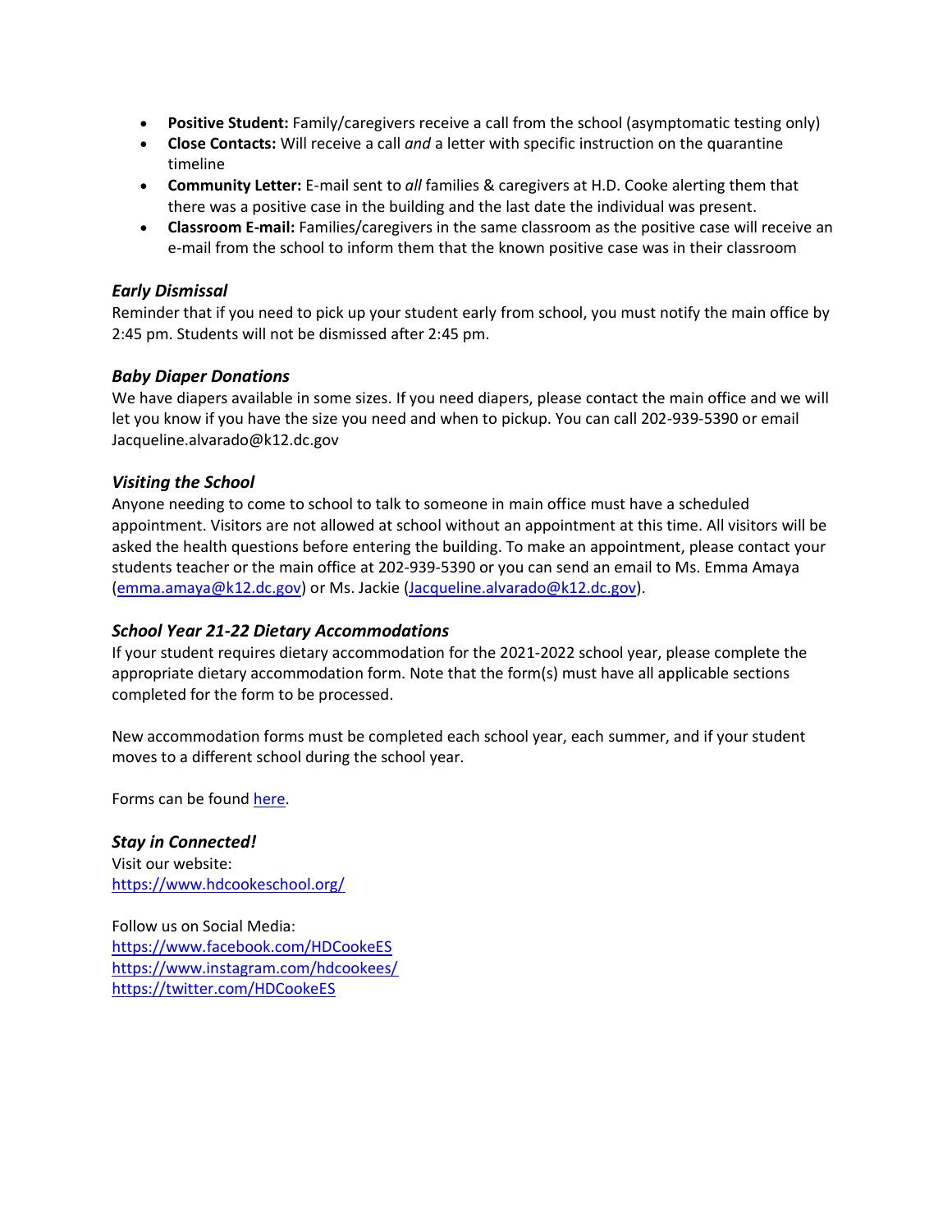- **Positive Student:** Family/caregivers receive a call from the school (asymptomatic testing only)
- **Close Contacts:** Will receive a call *and* a letter with specific instruction on the quarantine timeline
- **Community Letter:** E-mail sent to *all* families & caregivers at H.D. Cooke alerting them that there was a positive case in the building and the last date the individual was present.
- **Classroom E-mail:** Families/caregivers in the same classroom as the positive case will receive an e-mail from the school to inform them that the known positive case was in their classroom

### *Early Dismissal*

Reminder that if you need to pick up your student early from school, you must notify the main office by 2:45 pm. Students will not be dismissed after 2:45 pm.

### *Baby Diaper Donations*

We have diapers available in some sizes. If you need diapers, please contact the main office and we will let you know if you have the size you need and when to pickup. You can call 202-939-5390 or email Jacqueline.alvarado@k12.dc.gov

### *Visiting the School*

Anyone needing to come to school to talk to someone in main office must have a scheduled appointment. Visitors are not allowed at school without an appointment at this time. All visitors will be asked the health questions before entering the building. To make an appointment, please contact your students teacher or the main office at 202-939-5390 or you can send an email to Ms. Emma Amaya (emma.amaya@k12.dc.gov) or Ms. Jackie (Jacqueline.alvarado@k12.dc.gov).

### *School Year 21-22 Dietary Accommodations*

If your student requires dietary accommodation for the 2021-2022 school year, please complete the appropriate dietary accommodation form. Note that the form(s) must have all applicable sections completed for the form to be processed.

New accommodation forms must be completed each school year, each summer, and if your student moves to a different school during the school year.

Forms can be found here.

### *Stay in Connected!*

Visit our website:
https://www.hdcookeschool.org/

Follow us on Social Media:
https://www.facebook.com/HDCookeES
https://www.instagram.com/hdcookees/
https://twitter.com/HDCookeES